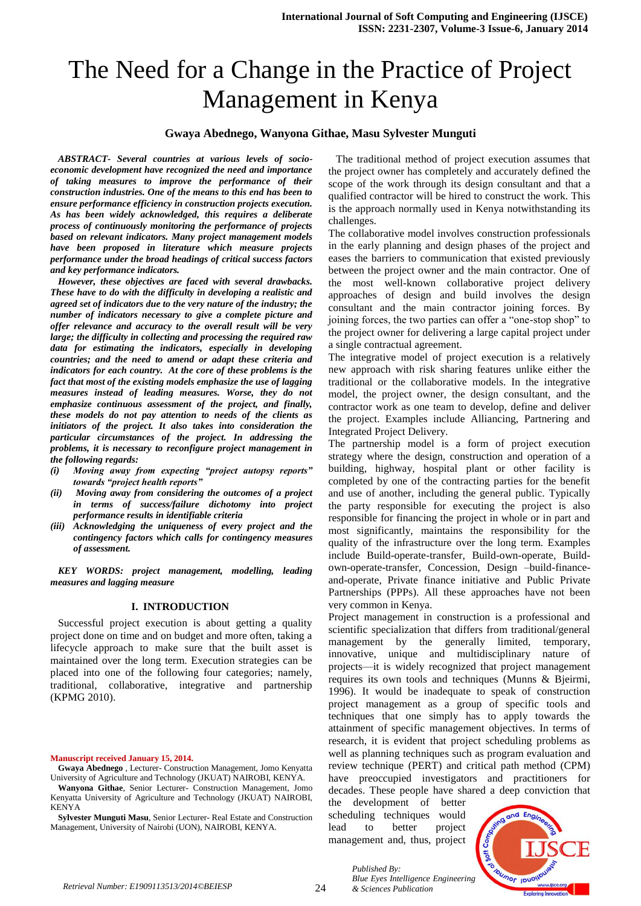# The Need for a Change in the Practice of Project Management in Kenya

**Gwaya Abednego, Wanyona Githae, Masu Sylvester Munguti**

***ABSTRACT- Several countries at various levels of socio-economic development have recognized the need and importance of taking measures to improve the performance of their construction industries. One of the means to this end has been to ensure performance efficiency in construction projects execution. As has been widely acknowledged, this requires a deliberate process of continuously monitoring the performance of projects based on relevant indicators. Many project management models have been proposed in literature which measure projects performance under the broad headings of critical success factors and key performance indicators.***

***However, these objectives are faced with several drawbacks. These have to do with the difficulty in developing a realistic and agreed set of indicators due to the very nature of the industry; the number of indicators necessary to give a complete picture and offer relevance and accuracy to the overall result will be very large; the difficulty in collecting and processing the required raw data for estimating the indicators, especially in developing countries; and the need to amend or adapt these criteria and indicators for each country. At the core of these problems is the fact that most of the existing models emphasize the use of lagging measures instead of leading measures. Worse, they do not emphasize continuous assessment of the project, and finally, these models do not pay attention to needs of the clients as initiators of the project. It also takes into consideration the particular circumstances of the project. In addressing the problems, it is necessary to reconfigure project management in the following regards:***

***(i) Moving away from expecting "project autopsy reports" towards "project health reports"***

***(ii) Moving away from considering the outcomes of a project in terms of success/failure dichotomy into project performance results in identifiable criteria***

***(iii) Acknowledging the uniqueness of every project and the contingency factors which calls for contingency measures of assessment.***

***KEY WORDS: project management, modelling, leading measures and lagging measure***

## I. INTRODUCTION

Successful project execution is about getting a quality project done on time and on budget and more often, taking a lifecycle approach to make sure that the built asset is maintained over the long term. Execution strategies can be placed into one of the following four categories; namely, traditional, collaborative, integrative and partnership (KPMG 2010).

The traditional method of project execution assumes that the project owner has completely and accurately defined the scope of the work through its design consultant and that a qualified contractor will be hired to construct the work. This is the approach normally used in Kenya notwithstanding its challenges.

The collaborative model involves construction professionals in the early planning and design phases of the project and eases the barriers to communication that existed previously between the project owner and the main contractor. One of the most well-known collaborative project delivery approaches of design and build involves the design consultant and the main contractor joining forces. By joining forces, the two parties can offer a "one-stop shop" to the project owner for delivering a large capital project under a single contractual agreement.

The integrative model of project execution is a relatively new approach with risk sharing features unlike either the traditional or the collaborative models. In the integrative model, the project owner, the design consultant, and the contractor work as one team to develop, define and deliver the project. Examples include Alliancing, Partnering and Integrated Project Delivery.

The partnership model is a form of project execution strategy where the design, construction and operation of a building, highway, hospital plant or other facility is completed by one of the contracting parties for the benefit and use of another, including the general public. Typically the party responsible for executing the project is also responsible for financing the project in whole or in part and most significantly, maintains the responsibility for the quality of the infrastructure over the long term. Examples include Build-operate-transfer, Build-own-operate, Build-own-operate-transfer, Concession, Design –build-finance-and-operate, Private finance initiative and Public Private Partnerships (PPPs). All these approaches have not been very common in Kenya.

Project management in construction is a professional and scientific specialization that differs from traditional/general management by the generally limited, temporary, innovative, unique and multidisciplinary nature of projects—it is widely recognized that project management requires its own tools and techniques (Munns & Bjeirmi, 1996). It would be inadequate to speak of construction project management as a group of specific tools and techniques that one simply has to apply towards the attainment of specific management objectives. In terms of research, it is evident that project scheduling problems as well as planning techniques such as program evaluation and review technique (PERT) and critical path method (CPM) have preoccupied investigators and practitioners for decades. These people have shared a deep conviction that the development of better scheduling techniques would lead to better project management and, thus, project

**Manuscript received January 15, 2014.**

**Gwaya Abednego** , Lecturer- Construction Management, Jomo Kenyatta University of Agriculture and Technology (JKUAT) NAIROBI, KENYA.

**Wanyona Githae**, Senior Lecturer- Construction Management, Jomo Kenyatta University of Agriculture and Technology (JKUAT) NAIROBI, KENYA

**Sylvester Munguti Masu**, Senior Lecturer- Real Estate and Construction Management, University of Nairobi (UON), NAIROBI, KENYA.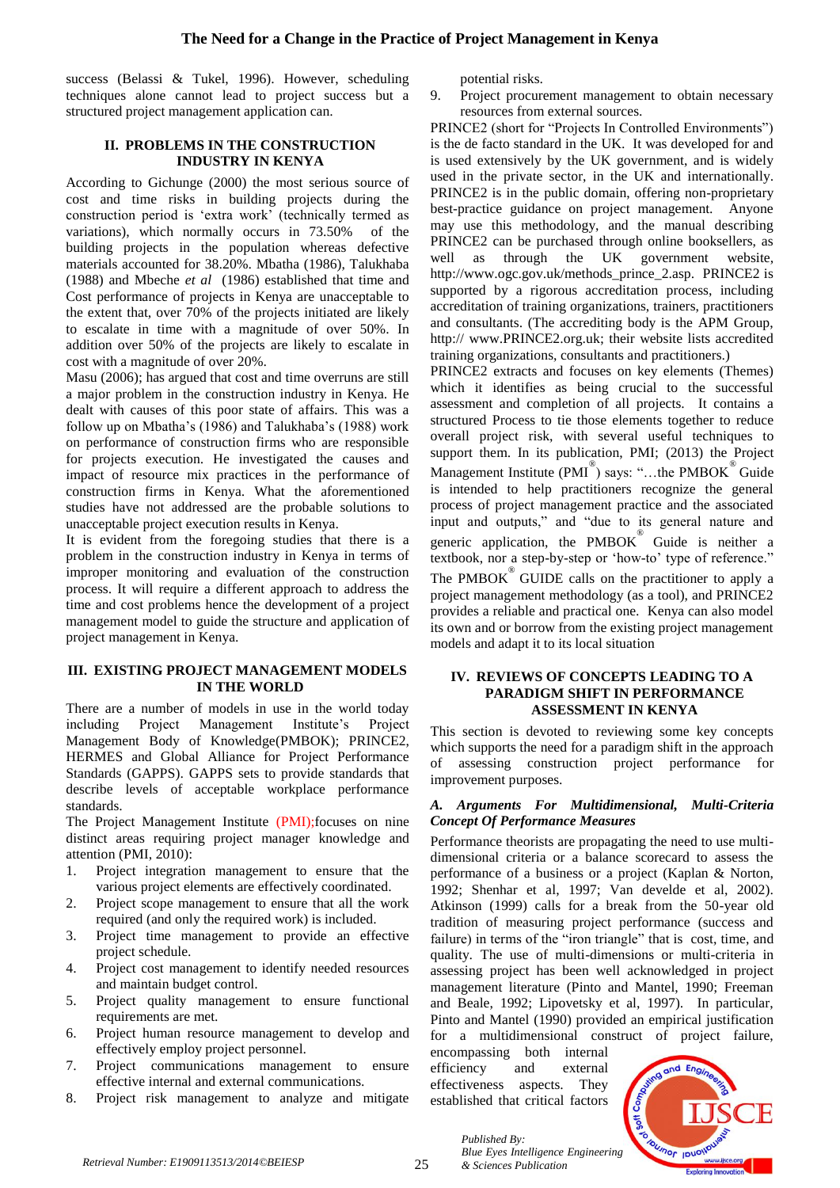success (Belassi & Tukel, 1996). However, scheduling techniques alone cannot lead to project success but a structured project management application can.

## II. PROBLEMS IN THE CONSTRUCTION INDUSTRY IN KENYA

According to Gichunge (2000) the most serious source of cost and time risks in building projects during the construction period is 'extra work' (technically termed as variations), which normally occurs in 73.50% of the building projects in the population whereas defective materials accounted for 38.20%. Mbatha (1986), Talukhaba (1988) and Mbeche *et al* (1986) established that time and Cost performance of projects in Kenya are unacceptable to the extent that, over 70% of the projects initiated are likely to escalate in time with a magnitude of over 50%. In addition over 50% of the projects are likely to escalate in cost with a magnitude of over 20%.

Masu (2006); has argued that cost and time overruns are still a major problem in the construction industry in Kenya. He dealt with causes of this poor state of affairs. This was a follow up on Mbatha's (1986) and Talukhaba's (1988) work on performance of construction firms who are responsible for projects execution. He investigated the causes and impact of resource mix practices in the performance of construction firms in Kenya. What the aforementioned studies have not addressed are the probable solutions to unacceptable project execution results in Kenya.

It is evident from the foregoing studies that there is a problem in the construction industry in Kenya in terms of improper monitoring and evaluation of the construction process. It will require a different approach to address the time and cost problems hence the development of a project management model to guide the structure and application of project management in Kenya.

## III. EXISTING PROJECT MANAGEMENT MODELS IN THE WORLD

There are a number of models in use in the world today including Project Management Institute's Project Management Body of Knowledge(PMBOK); PRINCE2, HERMES and Global Alliance for Project Performance Standards (GAPPS). GAPPS sets to provide standards that describe levels of acceptable workplace performance standards.

The Project Management Institute (PMI);focuses on nine distinct areas requiring project manager knowledge and attention (PMI, 2010):

1. Project integration management to ensure that the various project elements are effectively coordinated.
2. Project scope management to ensure that all the work required (and only the required work) is included.
3. Project time management to provide an effective project schedule.
4. Project cost management to identify needed resources and maintain budget control.
5. Project quality management to ensure functional requirements are met.
6. Project human resource management to develop and effectively employ project personnel.
7. Project communications management to ensure effective internal and external communications.
8. Project risk management to analyze and mitigate potential risks.
9. Project procurement management to obtain necessary resources from external sources.

PRINCE2 (short for "Projects In Controlled Environments") is the de facto standard in the UK. It was developed for and is used extensively by the UK government, and is widely used in the private sector, in the UK and internationally. PRINCE2 is in the public domain, offering non-proprietary best-practice guidance on project management. Anyone may use this methodology, and the manual describing PRINCE2 can be purchased through online booksellers, as well as through the UK government website, http://www.ogc.gov.uk/methods_prince_2.asp. PRINCE2 is supported by a rigorous accreditation process, including accreditation of training organizations, trainers, practitioners and consultants. (The accrediting body is the APM Group, http:// www.PRINCE2.org.uk; their website lists accredited training organizations, consultants and practitioners.)

PRINCE2 extracts and focuses on key elements (Themes) which it identifies as being crucial to the successful assessment and completion of all projects. It contains a structured Process to tie those elements together to reduce overall project risk, with several useful techniques to support them. In its publication, PMI; (2013) the Project Management Institute (PMI®) says: "…the PMBOK® Guide is intended to help practitioners recognize the general process of project management practice and the associated input and outputs," and "due to its general nature and generic application, the PMBOK® Guide is neither a textbook, nor a step-by-step or 'how-to' type of reference." The PMBOK® GUIDE calls on the practitioner to apply a project management methodology (as a tool), and PRINCE2 provides a reliable and practical one. Kenya can also model its own and or borrow from the existing project management models and adapt it to its local situation

## IV. REVIEWS OF CONCEPTS LEADING TO A PARADIGM SHIFT IN PERFORMANCE ASSESSMENT IN KENYA

This section is devoted to reviewing some key concepts which supports the need for a paradigm shift in the approach of assessing construction project performance for improvement purposes.

### *A. Arguments For Multidimensional, Multi-Criteria Concept Of Performance Measures*

Performance theorists are propagating the need to use multi-dimensional criteria or a balance scorecard to assess the performance of a business or a project (Kaplan & Norton, 1992; Shenhar et al, 1997; Van develde et al, 2002). Atkinson (1999) calls for a break from the 50-year old tradition of measuring project performance (success and failure) in terms of the "iron triangle" that is cost, time, and quality. The use of multi-dimensions or multi-criteria in assessing project has been well acknowledged in project management literature (Pinto and Mantel, 1990; Freeman and Beale, 1992; Lipovetsky et al, 1997). In particular, Pinto and Mantel (1990) provided an empirical justification for a multidimensional construct of project failure, encompassing both internal efficiency and external effectiveness aspects. They established that critical factors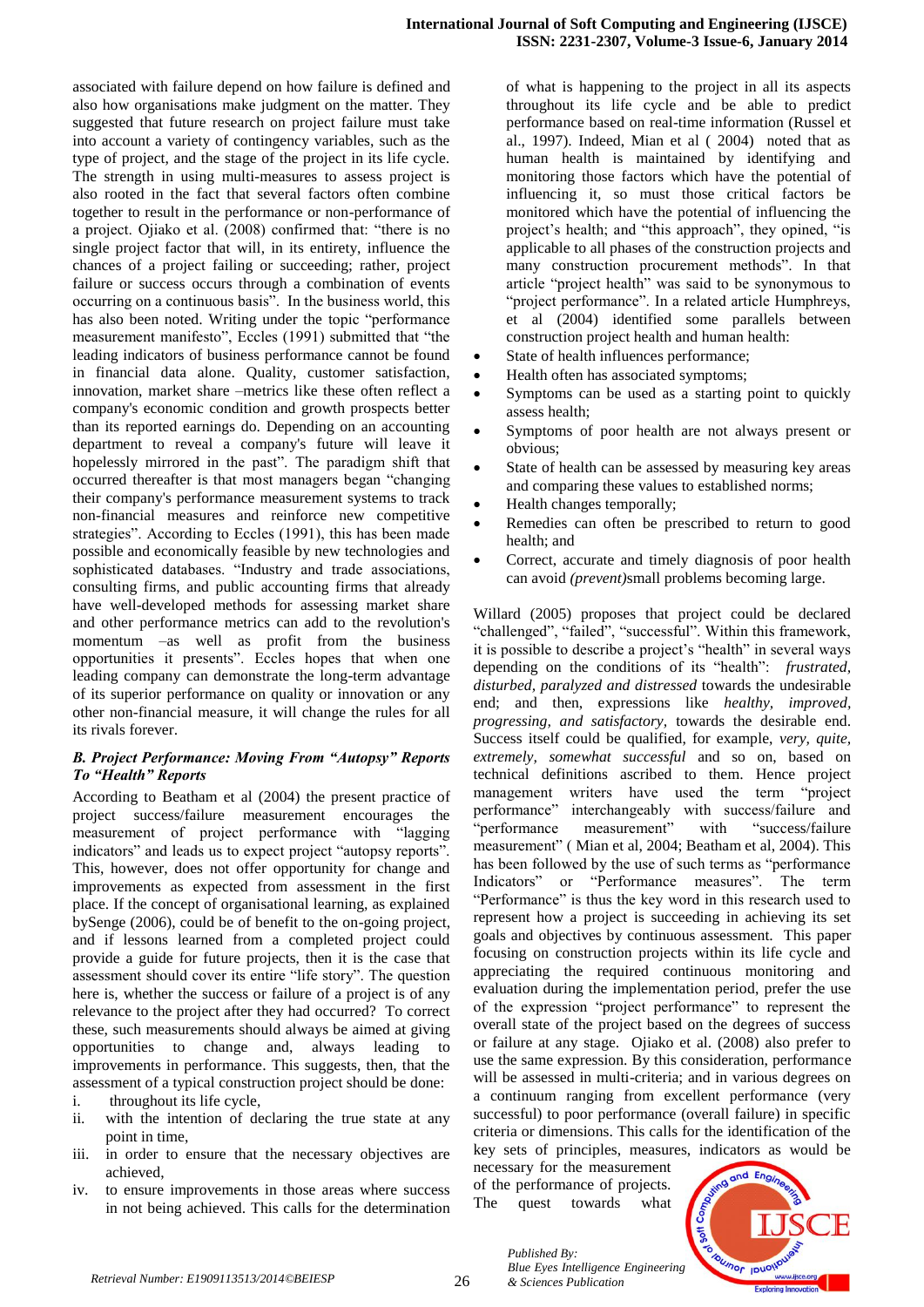associated with failure depend on how failure is defined and also how organisations make judgment on the matter. They suggested that future research on project failure must take into account a variety of contingency variables, such as the type of project, and the stage of the project in its life cycle. The strength in using multi-measures to assess project is also rooted in the fact that several factors often combine together to result in the performance or non-performance of a project. Ojiako et al. (2008) confirmed that: "there is no single project factor that will, in its entirety, influence the chances of a project failing or succeeding; rather, project failure or success occurs through a combination of events occurring on a continuous basis". In the business world, this has also been noted. Writing under the topic "performance measurement manifesto", Eccles (1991) submitted that "the leading indicators of business performance cannot be found in financial data alone. Quality, customer satisfaction, innovation, market share –metrics like these often reflect a company's economic condition and growth prospects better than its reported earnings do. Depending on an accounting department to reveal a company's future will leave it hopelessly mirrored in the past". The paradigm shift that occurred thereafter is that most managers began "changing their company's performance measurement systems to track non-financial measures and reinforce new competitive strategies". According to Eccles (1991), this has been made possible and economically feasible by new technologies and sophisticated databases. "Industry and trade associations, consulting firms, and public accounting firms that already have well-developed methods for assessing market share and other performance metrics can add to the revolution's momentum –as well as profit from the business opportunities it presents". Eccles hopes that when one leading company can demonstrate the long-term advantage of its superior performance on quality or innovation or any other non-financial measure, it will change the rules for all its rivals forever.

### *B. Project Performance: Moving From "Autopsy" Reports To "Health" Reports*

According to Beatham et al (2004) the present practice of project success/failure measurement encourages the measurement of project performance with "lagging indicators" and leads us to expect project "autopsy reports". This, however, does not offer opportunity for change and improvements as expected from assessment in the first place. If the concept of organisational learning, as explained bySenge (2006), could be of benefit to the on-going project, and if lessons learned from a completed project could provide a guide for future projects, then it is the case that assessment should cover its entire "life story". The question here is, whether the success or failure of a project is of any relevance to the project after they had occurred? To correct these, such measurements should always be aimed at giving opportunities to change and, always leading to improvements in performance. This suggests, then, that the assessment of a typical construction project should be done:

i. throughout its life cycle,
ii. with the intention of declaring the true state at any point in time,
iii. in order to ensure that the necessary objectives are achieved,
iv. to ensure improvements in those areas where success in not being achieved. This calls for the determination of what is happening to the project in all its aspects throughout its life cycle and be able to predict performance based on real-time information (Russel et al., 1997). Indeed, Mian et al ( 2004) noted that as human health is maintained by identifying and monitoring those factors which have the potential of influencing it, so must those critical factors be monitored which have the potential of influencing the project's health; and "this approach", they opined, "is applicable to all phases of the construction projects and many construction procurement methods". In that article "project health" was said to be synonymous to "project performance". In a related article Humphreys, et al (2004) identified some parallels between construction project health and human health:

- State of health influences performance;
- Health often has associated symptoms;
- Symptoms can be used as a starting point to quickly assess health;
- Symptoms of poor health are not always present or obvious;
- State of health can be assessed by measuring key areas and comparing these values to established norms;
- Health changes temporally;
- Remedies can often be prescribed to return to good health; and
- Correct, accurate and timely diagnosis of poor health can avoid *(prevent)*small problems becoming large.

Willard (2005) proposes that project could be declared "challenged", "failed", "successful". Within this framework, it is possible to describe a project's "health" in several ways depending on the conditions of its "health": *frustrated, disturbed, paralyzed and distressed* towards the undesirable end; and then, expressions like *healthy, improved, progressing, and satisfactory,* towards the desirable end. Success itself could be qualified, for example, *very, quite, extremely, somewhat successful* and so on, based on technical definitions ascribed to them. Hence project management writers have used the term "project performance" interchangeably with success/failure and "performance measurement" with "success/failure measurement" ( Mian et al, 2004; Beatham et al, 2004). This has been followed by the use of such terms as "performance Indicators" or "Performance measures". The term "Performance" is thus the key word in this research used to represent how a project is succeeding in achieving its set goals and objectives by continuous assessment. This paper focusing on construction projects within its life cycle and appreciating the required continuous monitoring and evaluation during the implementation period, prefer the use of the expression "project performance" to represent the overall state of the project based on the degrees of success or failure at any stage. Ojiako et al. (2008) also prefer to use the same expression. By this consideration, performance will be assessed in multi-criteria; and in various degrees on a continuum ranging from excellent performance (very successful) to poor performance (overall failure) in specific criteria or dimensions. This calls for the identification of the key sets of principles, measures, indicators as would be necessary for the measurement of the performance of projects. The quest towards what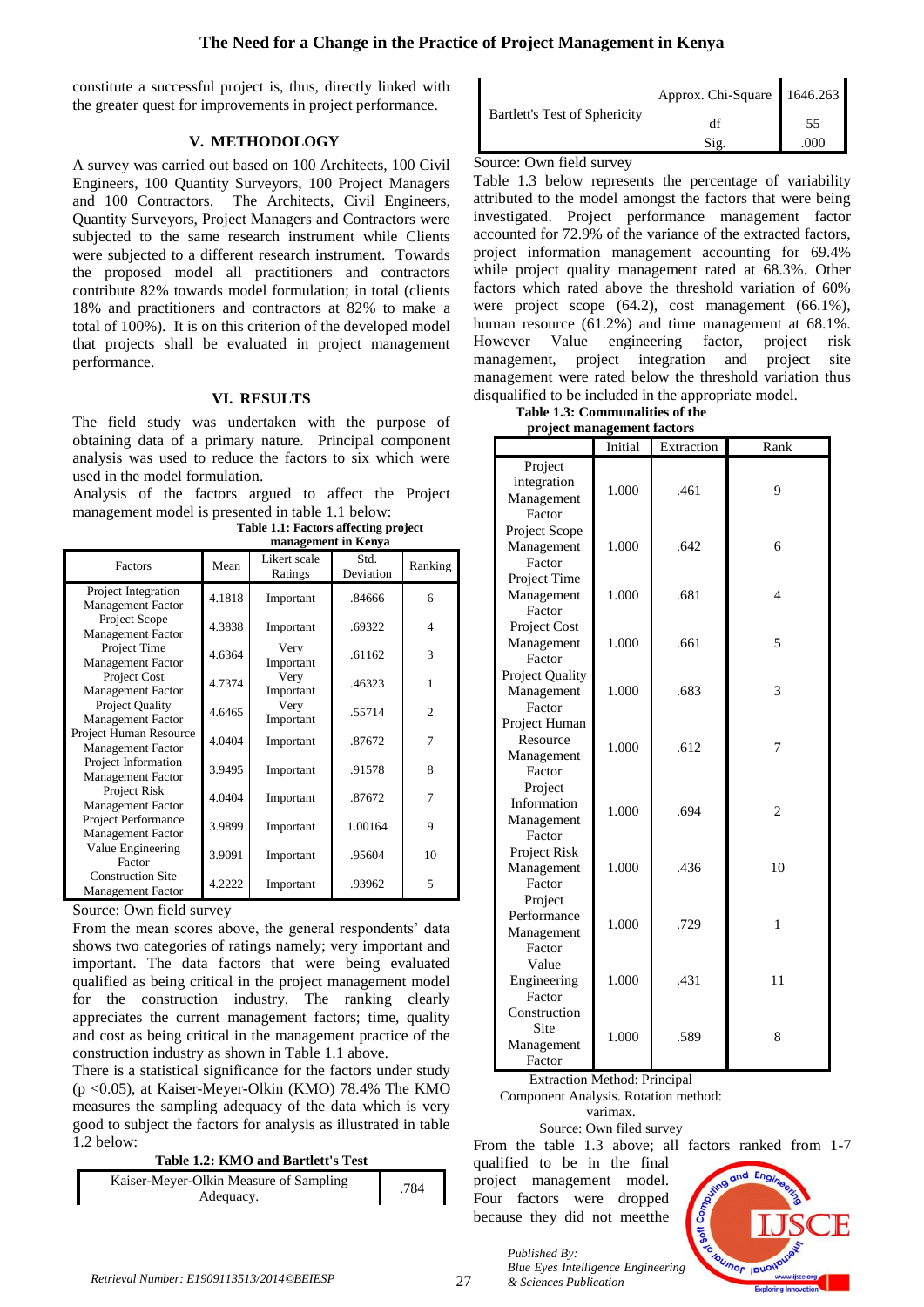constitute a successful project is, thus, directly linked with the greater quest for improvements in project performance.

## V. METHODOLOGY

A survey was carried out based on 100 Architects, 100 Civil Engineers, 100 Quantity Surveyors, 100 Project Managers and 100 Contractors. The Architects, Civil Engineers, Quantity Surveyors, Project Managers and Contractors were subjected to the same research instrument while Clients were subjected to a different research instrument. Towards the proposed model all practitioners and contractors contribute 82% towards model formulation; in total (clients 18% and practitioners and contractors at 82% to make a total of 100%). It is on this criterion of the developed model that projects shall be evaluated in project management performance.

## VI. RESULTS

The field study was undertaken with the purpose of obtaining data of a primary nature. Principal component analysis was used to reduce the factors to six which were used in the model formulation.

Analysis of the factors argued to affect the Project management model is presented in table 1.1 below:

**Table 1.1: Factors affecting project management in Kenya**

| Factors | Mean | Likert scale Ratings | Std. Deviation | Ranking |
|---|---|---|---|---|
| Project Integration Management Factor | 4.1818 | Important | .84666 | 6 |
| Project Scope Management Factor | 4.3838 | Important | .69322 | 4 |
| Project Time Management Factor | 4.6364 | Very Important | .61162 | 3 |
| Project Cost Management Factor | 4.7374 | Very Important | .46323 | 1 |
| Project Quality Management Factor | 4.6465 | Very Important | .55714 | 2 |
| Project Human Resource Management Factor | 4.0404 | Important | .87672 | 7 |
| Project Information Management Factor | 3.9495 | Important | .91578 | 8 |
| Project Risk Management Factor | 4.0404 | Important | .87672 | 7 |
| Project Performance Management Factor | 3.9899 | Important | 1.00164 | 9 |
| Value Engineering Factor | 3.9091 | Important | .95604 | 10 |
| Construction Site Management Factor | 4.2222 | Important | .93962 | 5 |

Source: Own field survey

From the mean scores above, the general respondents' data shows two categories of ratings namely; very important and important. The data factors that were being evaluated qualified as being critical in the project management model for the construction industry. The ranking clearly appreciates the current management factors; time, quality and cost as being critical in the management practice of the construction industry as shown in Table 1.1 above.

There is a statistical significance for the factors under study ($p < 0.05$), at Kaiser-Meyer-Olkin (KMO) 78.4% The KMO measures the sampling adequacy of the data which is very good to subject the factors for analysis as illustrated in table 1.2 below:

**Table 1.2: KMO and Bartlett's Test**

| | | |
|---|---|---|
| Kaiser-Meyer-Olkin Measure of Sampling Adequacy. | | .784 |
| Bartlett's Test of Sphericity | Approx. Chi-Square | 1646.263 |
| | df | 55 |
| | Sig. | .000 |

Source: Own field survey

Table 1.3 below represents the percentage of variability attributed to the model amongst the factors that were being investigated. Project performance management factor accounted for 72.9% of the variance of the extracted factors, project information management accounting for 69.4% while project quality management rated at 68.3%. Other factors which rated above the threshold variation of 60% were project scope (64.2), cost management (66.1%), human resource (61.2%) and time management at 68.1%. However Value engineering factor, project risk management, project integration and project site management were rated below the threshold variation thus disqualified to be included in the appropriate model.

**Table 1.3: Communalities of the project management factors**

| | Initial | Extraction | Rank |
|---|---|---|---|
| Project integration Management Factor | 1.000 | .461 | 9 |
| Project Scope Management Factor | 1.000 | .642 | 6 |
| Project Time Management Factor | 1.000 | .681 | 4 |
| Project Cost Management Factor | 1.000 | .661 | 5 |
| Project Quality Management Factor | 1.000 | .683 | 3 |
| Project Human Resource Management Factor | 1.000 | .612 | 7 |
| Project Information Management Factor | 1.000 | .694 | 2 |
| Project Risk Management Factor | 1.000 | .436 | 10 |
| Project Performance Management Factor | 1.000 | .729 | 1 |
| Value Engineering Factor | 1.000 | .431 | 11 |
| Construction Site Management Factor | 1.000 | .589 | 8 |

Extraction Method: Principal Component Analysis. Rotation method: varimax.

Source: Own filed survey

From the table 1.3 above; all factors ranked from 1-7 qualified to be in the final project management model. Four factors were dropped because they did not meetthe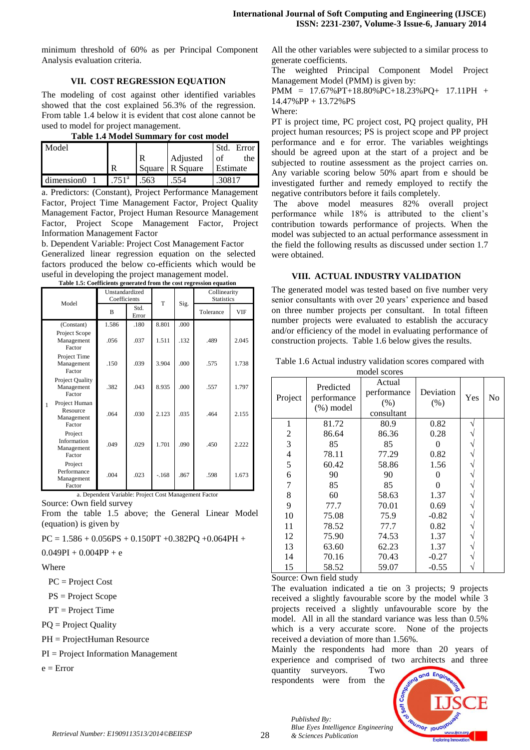minimum threshold of 60% as per Principal Component Analysis evaluation criteria.

## VII. COST REGRESSION EQUATION

The modeling of cost against other identified variables showed that the cost explained 56.3% of the regression. From table 1.4 below it is evident that cost alone cannot be used to model for project management.

**Table 1.4 Model Summary for cost model**

| Model | | R | R Square | Adjusted R Square | Std. Error of the Estimate |
|---|---|---|---|---|---|
| dimension0 | 1 | .751[a] | .563 | .554 | .30817 |

a. Predictors: (Constant), Project Performance Management Factor, Project Time Management Factor, Project Quality Management Factor, Project Human Resource Management Factor, Project Scope Management Factor, Project Information Management Factor

b. Dependent Variable: Project Cost Management Factor

Generalized linear regression equation on the selected factors produced the below co-efficients which would be useful in developing the project management model.

**Table 1.5: Coefficients generated from the cost regression equation**

| Model | | Unstandardized Coefficients | | T | Sig. | Collinearity Statistics | |
|---|---|---|---|---|---|---|---|
| | | B | Std. Error | | | Tolerance | VIF |
| 1 | (Constant) | 1.586 | .180 | 8.801 | .000 | | |
| | Project Scope Management Factor | .056 | .037 | 1.511 | .132 | .489 | 2.045 |
| | Project Time Management Factor | .150 | .039 | 3.904 | .000 | .575 | 1.738 |
| | Project Quality Management Factor | .382 | .043 | 8.935 | .000 | .557 | 1.797 |
| | Project Human Resource Management Factor | .064 | .030 | 2.123 | .035 | .464 | 2.155 |
| | Project Information Management Factor | .049 | .029 | 1.701 | .090 | .450 | 2.222 |
| | Project Performance Management Factor | .004 | .023 | -.168 | .867 | .598 | 1.673 |

a. Dependent Variable: Project Cost Management Factor

Source: Own field survey

From the table 1.5 above; the General Linear Model (equation) is given by

$$PC = 1.586 + 0.056PS + 0.150PT + 0.382PQ + 0.064PH + 0.049PI + 0.004PP + e$$

Where

PC = Project Cost

PS = Project Scope

PT = Project Time

PQ = Project Quality

PH = ProjectHuman Resource

PI = Project Information Management

e = Error

All the other variables were subjected to a similar process to generate coefficients.

The weighted Principal Component Model Project Management Model (PMM) is given by:

$$PMM = 17.67\%PT + 18.80\%PC + 18.23\%PQ + 17.11PH + 14.47\%PP + 13.72\%PS$$

Where:

PT is project time, PC project cost, PQ project quality, PH project human resources; PS is project scope and PP project performance and e for error. The variables weightings should be agreed upon at the start of a project and be subjected to routine assessment as the project carries on. Any variable scoring below 50% apart from e should be investigated further and remedy employed to rectify the negative contributors before it fails completely.

The above model measures 82% overall project performance while 18% is attributed to the client's contribution towards performance of projects. When the model was subjected to an actual performance assessment in the field the following results as discussed under section 1.7 were obtained.

## VIII. ACTUAL INDUSTRY VALIDATION

The generated model was tested based on five number very senior consultants with over 20 years' experience and based on three number projects per consultant. In total fifteen number projects were evaluated to establish the accuracy and/or efficiency of the model in evaluating performance of construction projects. Table 1.6 below gives the results.

Table 1.6 Actual industry validation scores compared with model scores

| Project | Predicted performance (%) model | Actual performance (%) consultant | Deviation (%) | Yes | No |
|---|---|---|---|---|---|
| 1 | 81.72 | 80.9 | 0.82 | √ | |
| 2 | 86.64 | 86.36 | 0.28 | √ | |
| 3 | 85 | 85 | 0 | √ | |
| 4 | 78.11 | 77.29 | 0.82 | √ | |
| 5 | 60.42 | 58.86 | 1.56 | √ | |
| 6 | 90 | 90 | 0 | √ | |
| 7 | 85 | 85 | 0 | √ | |
| 8 | 60 | 58.63 | 1.37 | √ | |
| 9 | 77.7 | 70.01 | 0.69 | √ | |
| 10 | 75.08 | 75.9 | -0.82 | √ | |
| 11 | 78.52 | 77.7 | 0.82 | √ | |
| 12 | 75.90 | 74.53 | 1.37 | √ | |
| 13 | 63.60 | 62.23 | 1.37 | √ | |
| 14 | 70.16 | 70.43 | -0.27 | √ | |
| 15 | 58.52 | 59.07 | -0.55 | √ | |

Source: Own field study

The evaluation indicated a tie on 3 projects; 9 projects received a slightly favourable score by the model while 3 projects received a slightly unfavourable score by the model. All in all the standard variance was less than 0.5% which is a very accurate score. None of the projects received a deviation of more than 1.56%.

Mainly the respondents had more than 20 years of experience and comprised of two architects and three quantity surveyors. Two respondents were from the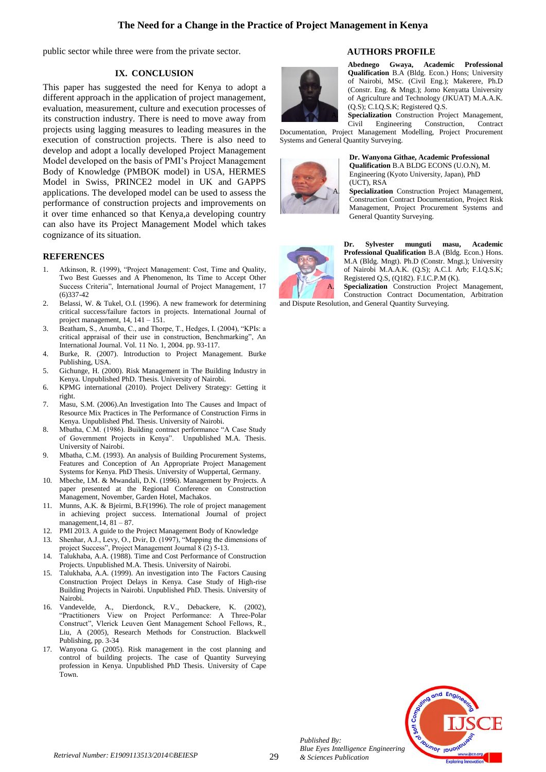public sector while three were from the private sector.

## IX. CONCLUSION

This paper has suggested the need for Kenya to adopt a different approach in the application of project management, evaluation, measurement, culture and execution processes of its construction industry. There is need to move away from projects using lagging measures to leading measures in the execution of construction projects. There is also need to develop and adopt a locally developed Project Management Model developed on the basis of PMI's Project Management Body of Knowledge (PMBOK model) in USA, HERMES Model in Swiss, PRINCE2 model in UK and GAPPS applications. The developed model can be used to assess the performance of construction projects and improvements on it over time enhanced so that Kenya,a developing country can also have its Project Management Model which takes cognizance of its situation.

## REFERENCES

1. Atkinson, R. (1999), "Project Management: Cost, Time and Quality, Two Best Guesses and A Phenomenon, Its Time to Accept Other Success Criteria", International Journal of Project Management, 17 (6)337-42
2. Belassi, W. & Tukel, O.I. (1996). A new framework for determining critical success/failure factors in projects. International Journal of project management, 14, 141 – 151.
3. Beatham, S., Anumba, C., and Thorpe, T., Hedges, I. (2004), "KPIs: a critical appraisal of their use in construction, Benchmarking", An International Journal. Vol. 11 No. 1, 2004. pp. 93-117.
4. Burke, R. (2007). Introduction to Project Management. Burke Publishing, USA.
5. Gichunge, H. (2000). Risk Management in The Building Industry in Kenya. Unpublished PhD. Thesis. University of Nairobi.
6. KPMG international (2010). Project Delivery Strategy: Getting it right.
7. Masu, S.M. (2006).An Investigation Into The Causes and Impact of Resource Mix Practices in The Performance of Construction Firms in Kenya. Unpublished Phd. Thesis. University of Nairobi.
8. Mbatha, C.M. (1986). Building contract performance "A Case Study of Government Projects in Kenya". Unpublished M.A. Thesis. University of Nairobi.
9. Mbatha, C.M. (1993). An analysis of Building Procurement Systems, Features and Conception of An Appropriate Project Management Systems for Kenya. PhD Thesis. University of Wuppertal, Germany.
10. Mbeche, I.M. & Mwandali, D.N. (1996). Management by Projects. A paper presented at the Regional Conference on Construction Management, November, Garden Hotel, Machakos.
11. Munns, A.K. & Bjeirmi, B.F(1996). The role of project management in achieving project success. International Journal of project management,14, 81 – 87.
12. PMI 2013. A guide to the Project Management Body of Knowledge
13. Shenhar, A.J., Levy, O., Dvir, D. (1997), "Mapping the dimensions of project Success", Project Management Journal 8 (2) 5-13.
14. Talukhaba, A.A. (1988). Time and Cost Performance of Construction Projects. Unpublished M.A. Thesis. University of Nairobi.
15. Talukhaba, A.A. (1999). An investigation into The Factors Causing Construction Project Delays in Kenya. Case Study of High-rise Building Projects in Nairobi. Unpublished PhD. Thesis. University of Nairobi.
16. Vandevelde, A., Dierdonck, R.V., Debackere, K. (2002), "Practitioners View on Project Performance: A Three-Polar Construct", Vlerick Leuven Gent Management School Fellows, R., Liu, A (2005), Research Methods for Construction. Blackwell Publishing, pp. 3-34
17. Wanyona G. (2005). Risk management in the cost planning and control of building projects. The case of Quantity Surveying profession in Kenya. Unpublished PhD Thesis. University of Cape Town.

## AUTHORS PROFILE

**Abednego Gwaya, Academic Professional Qualification** B.A (Bldg. Econ.) Hons; University of Nairobi, MSc. (Civil Eng.); Makerere, Ph.D (Constr. Eng. & Mngt.); Jomo Kenyatta University of Agriculture and Technology (JKUAT) M.A.A.K. (Q.S); C.I.Q.S.K; Registered Q.S.
**Specialization** Construction Project Management, Civil Engineering Construction, Contract Documentation, Project Management Modelling, Project Procurement Systems and General Quantity Surveying.

**Dr. Wanyona Githae, Academic Professional Qualification** B.A BLDG ECONS (U.O.N), M. Engineering (Kyoto University, Japan), PhD (UCT), RSA
**Specialization** Construction Project Management, Construction Contract Documentation, Project Risk Management, Project Procurement Systems and General Quantity Surveying.

**Dr. Sylvester munguti masu, Academic Professional Qualification** B.A (Bldg. Econ.) Hons. M.A (Bldg. Mngt). Ph.D (Constr. Mngt.); University of Nairobi M.A.A.K. (Q.S); A.C.I. Arb; F.I.Q.S.K; Registered Q.S, (Q182). F.I.C.P.M (K).
**Specialization** Construction Project Management, Construction Contract Documentation, Arbitration and Dispute Resolution, and General Quantity Surveying.